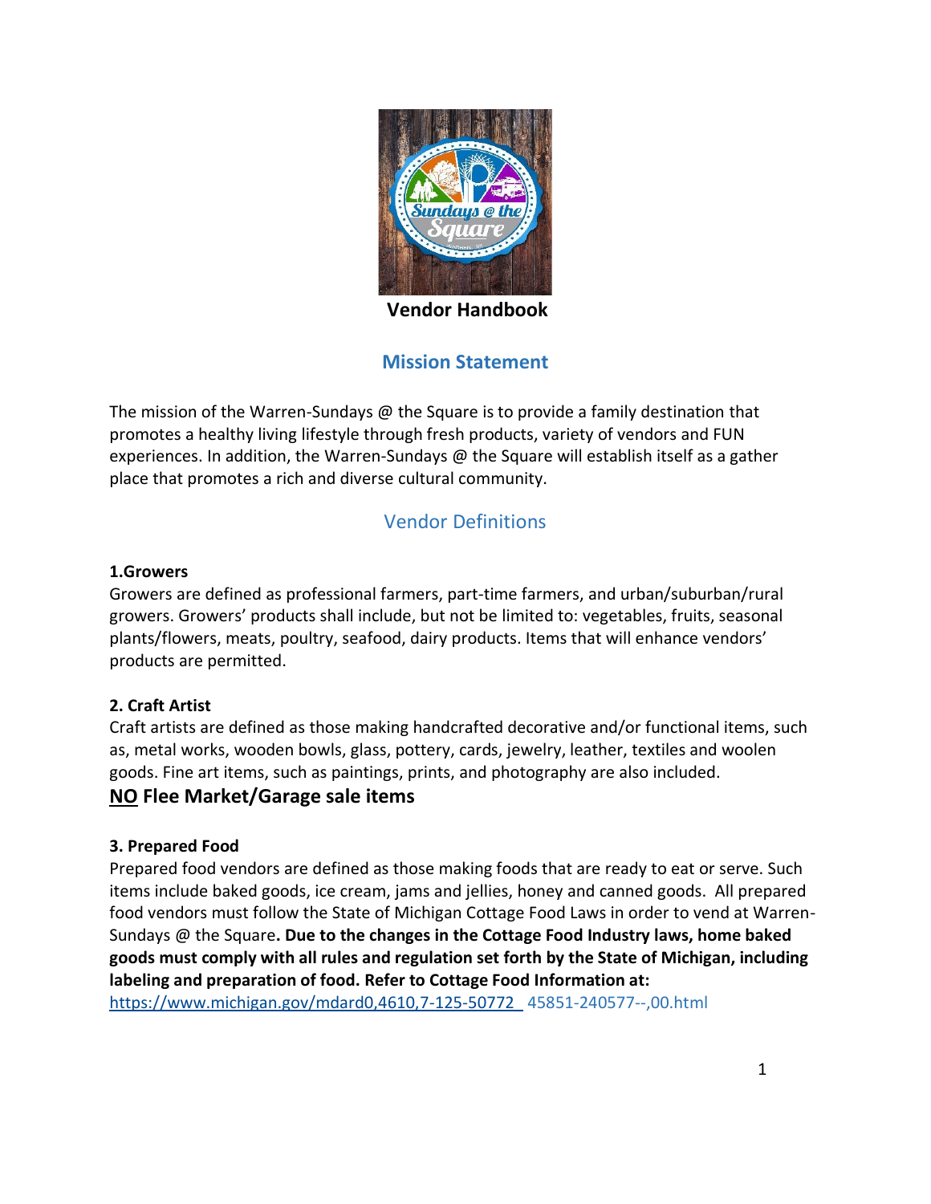# Vendor Handbook

## Mission Statement

The mission of the Warren-Sundays @ the Square is to provide a family destination that promotes a healthy living lifestyle through fresh products, variety of vendors and FUN experiences. In addition, the Warren-Sundays @ the Square will establish itself as a gather place that promotes a rich and diverse cultural community.

## Vendor Definitions

### 1.Growers

Growers are defined as professional farmers, part-time farmers, and urban/suburban/rural growers. Growers' products shall include, but not be limited to: vegetables, fruits, seasonal plants/flowers, meats, poultry, seafood, dairy products. Items that will enhance vendors' products are permitted.

### 2. Craft Artist

Craft artists are defined as those making handcrafted decorative and/or functional items, such as, metal works, wooden bowls, glass, pottery, cards, jewelry, leather, textiles and woolen goods. Fine art items, such as paintings, prints, and photography are also included.

**NO Flee Market/Garage sale items**

### 3. Prepared Food

Prepared food vendors are defined as those making foods that are ready to eat or serve. Such items include baked goods, ice cream, jams and jellies, honey and canned goods. All prepared food vendors must follow the State of Michigan Cottage Food Laws in order to vend at Warren-Sundays @ the Square**. Due to the changes in the Cottage Food Industry laws, home baked goods must comply with all rules and regulation set forth by the State of Michigan, including labeling and preparation of food. Refer to Cottage Food Information at:**
https://www.michigan.gov/mdard0,4610,7-125-50772_ 45851-240577--,00.html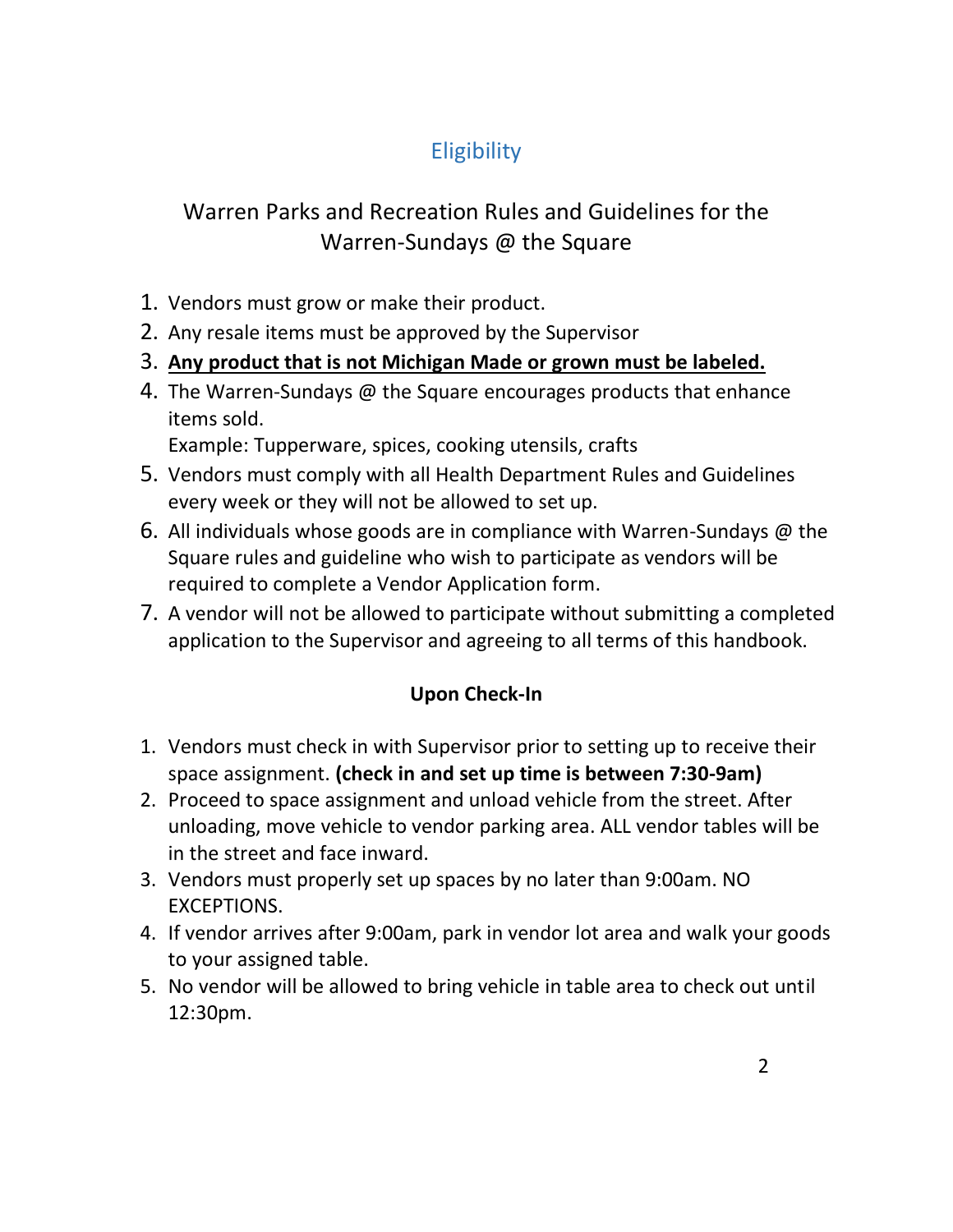## Eligibility

### Warren Parks and Recreation Rules and Guidelines for the Warren-Sundays @ the Square

1. Vendors must grow or make their product.
2. Any resale items must be approved by the Supervisor
3. **<u>Any product that is not Michigan Made or grown must be labeled.</u>**
4. The Warren-Sundays @ the Square encourages products that enhance items sold.
   Example: Tupperware, spices, cooking utensils, crafts
5. Vendors must comply with all Health Department Rules and Guidelines every week or they will not be allowed to set up.
6. All individuals whose goods are in compliance with Warren-Sundays @ the Square rules and guideline who wish to participate as vendors will be required to complete a Vendor Application form.
7. A vendor will not be allowed to participate without submitting a completed application to the Supervisor and agreeing to all terms of this handbook.

**Upon Check-In**

1. Vendors must check in with Supervisor prior to setting up to receive their space assignment. **(check in and set up time is between 7:30-9am)**
2. Proceed to space assignment and unload vehicle from the street. After unloading, move vehicle to vendor parking area. ALL vendor tables will be in the street and face inward.
3. Vendors must properly set up spaces by no later than 9:00am. NO EXCEPTIONS.
4. If vendor arrives after 9:00am, park in vendor lot area and walk your goods to your assigned table.
5. No vendor will be allowed to bring vehicle in table area to check out until 12:30pm.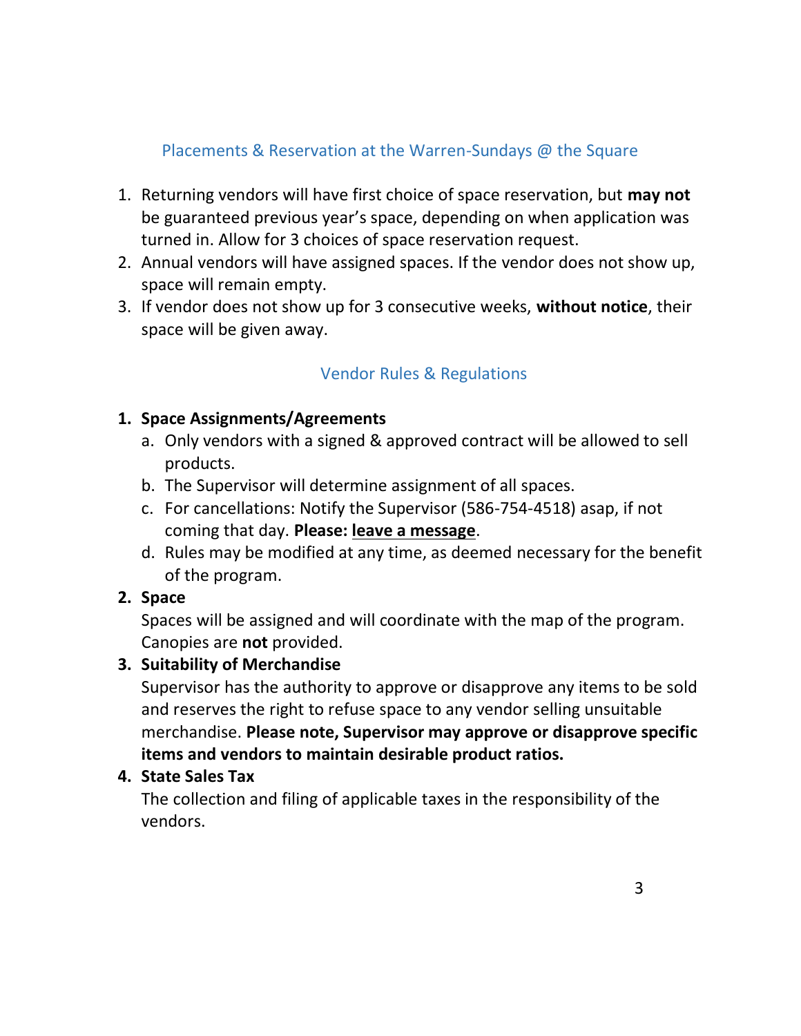## Placements & Reservation at the Warren-Sundays @ the Square

1. Returning vendors will have first choice of space reservation, but **may not** be guaranteed previous year's space, depending on when application was turned in. Allow for 3 choices of space reservation request.
2. Annual vendors will have assigned spaces. If the vendor does not show up, space will remain empty.
3. If vendor does not show up for 3 consecutive weeks, **without notice**, their space will be given away.

## Vendor Rules & Regulations

1. **Space Assignments/Agreements**
   a. Only vendors with a signed & approved contract will be allowed to sell products.
   b. The Supervisor will determine assignment of all spaces.
   c. For cancellations: Notify the Supervisor (586-754-4518) asap, if not coming that day. **Please: <u>leave a message</u>**.
   d. Rules may be modified at any time, as deemed necessary for the benefit of the program.
2. **Space**
   Spaces will be assigned and will coordinate with the map of the program. Canopies are **not** provided.
3. **Suitability of Merchandise**
   Supervisor has the authority to approve or disapprove any items to be sold and reserves the right to refuse space to any vendor selling unsuitable merchandise. **Please note, Supervisor may approve or disapprove specific items and vendors to maintain desirable product ratios.**
4. **State Sales Tax**
   The collection and filing of applicable taxes in the responsibility of the vendors.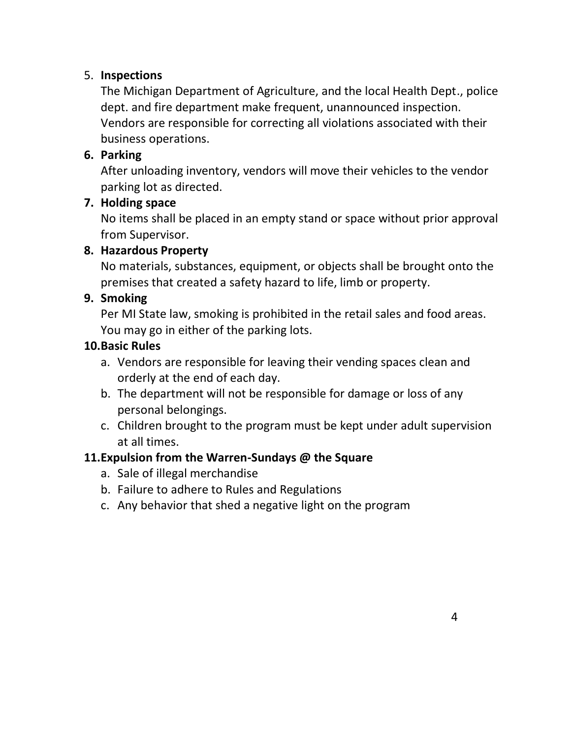5. **Inspections**

   The Michigan Department of Agriculture, and the local Health Dept., police dept. and fire department make frequent, unannounced inspection. Vendors are responsible for correcting all violations associated with their business operations.

6. **Parking**

   After unloading inventory, vendors will move their vehicles to the vendor parking lot as directed.

7. **Holding space**

   No items shall be placed in an empty stand or space without prior approval from Supervisor.

8. **Hazardous Property**

   No materials, substances, equipment, or objects shall be brought onto the premises that created a safety hazard to life, limb or property.

9. **Smoking**

   Per MI State law, smoking is prohibited in the retail sales and food areas. You may go in either of the parking lots.

10. **Basic Rules**

    a. Vendors are responsible for leaving their vending spaces clean and orderly at the end of each day.
    b. The department will not be responsible for damage or loss of any personal belongings.
    c. Children brought to the program must be kept under adult supervision at all times.

11. **Expulsion from the Warren-Sundays @ the Square**

    a. Sale of illegal merchandise
    b. Failure to adhere to Rules and Regulations
    c. Any behavior that shed a negative light on the program